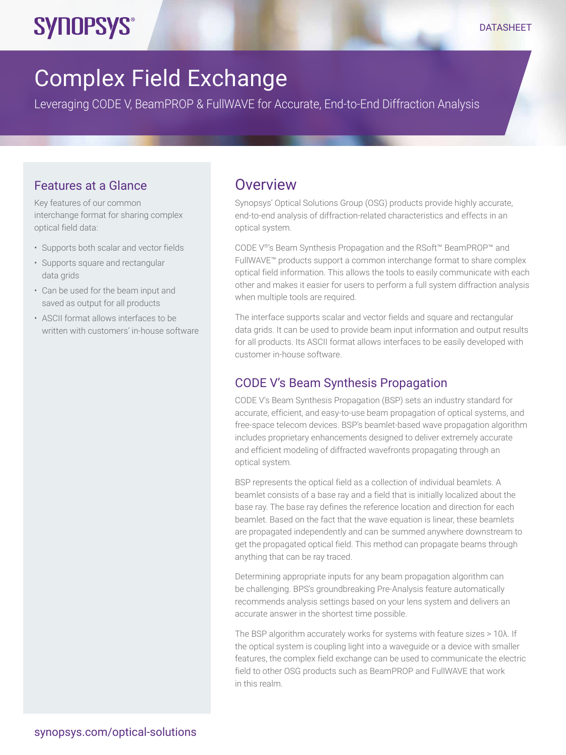DATASHEET

# Complex Field Exchange

Leveraging CODE V, BeamPROP & FullWAVE for Accurate, End-to-End Diffraction Analysis

## Overview

Synopsys' Optical Solutions Group (OSG) products provide highly accurate, end-to-end analysis of diffraction-related characteristics and effects in an optical system.

CODE V®'s Beam Synthesis Propagation and the RSoft™ BeamPROP™ and FullWAVE™ products support a common interchange format to share complex optical field information. This allows the tools to easily communicate with each other and makes it easier for users to perform a full system diffraction analysis when multiple tools are required.

The interface supports scalar and vector fields and square and rectangular data grids. It can be used to provide beam input information and output results for all products. Its ASCII format allows interfaces to be easily developed with customer in-house software.

### Features at a Glance

Key features of our common interchange format for sharing complex optical field data:

- Supports both scalar and vector fields
- Supports square and rectangular data grids
- Can be used for the beam input and saved as output for all products
- ASCII format allows interfaces to be written with customers' in-house software

## CODE V's Beam Synthesis Propagation

CODE V's Beam Synthesis Propagation (BSP) sets an industry standard for accurate, efficient, and easy-to-use beam propagation of optical systems, and free-space telecom devices. BSP's beamlet-based wave propagation algorithm includes proprietary enhancements designed to deliver extremely accurate and efficient modeling of diffracted wavefronts propagating through an optical system.

BSP represents the optical field as a collection of individual beamlets. A beamlet consists of a base ray and a field that is initially localized about the base ray. The base ray defines the reference location and direction for each beamlet. Based on the fact that the wave equation is linear, these beamlets are propagated independently and can be summed anywhere downstream to get the propagated optical field. This method can propagate beams through anything that can be ray traced.

Determining appropriate inputs for any beam propagation algorithm can be challenging. BPS's groundbreaking Pre-Analysis feature automatically recommends analysis settings based on your lens system and delivers an accurate answer in the shortest time possible.

The BSP algorithm accurately works for systems with feature sizes > 10λ. If the optical system is coupling light into a waveguide or a device with smaller features, the complex field exchange can be used to communicate the electric field to other OSG products such as BeamPROP and FullWAVE that work in this realm.

synopsys.com/optical-solutions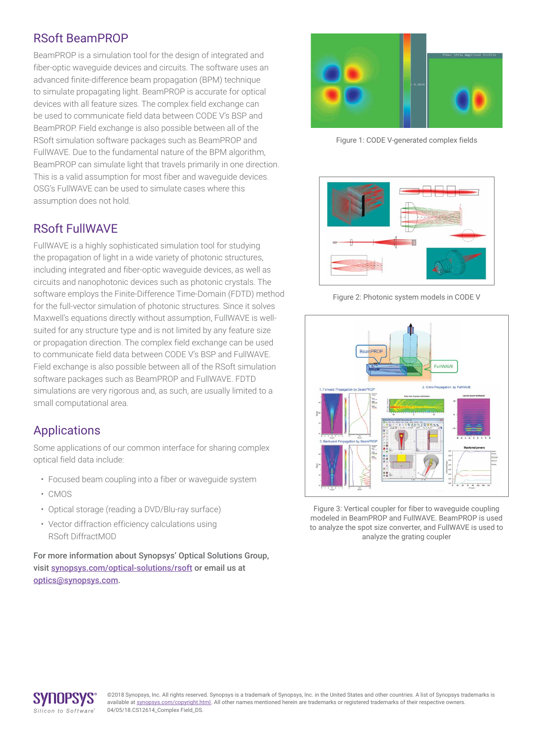## RSoft BeamPROP

BeamPROP is a simulation tool for the design of integrated and fiber-optic waveguide devices and circuits. The software uses an advanced finite-difference beam propagation (BPM) technique to simulate propagating light. BeamPROP is accurate for optical devices with all feature sizes. The complex field exchange can be used to communicate field data between CODE V's BSP and BeamPROP. Field exchange is also possible between all of the RSoft simulation software packages such as BeamPROP and FullWAVE. Due to the fundamental nature of the BPM algorithm, BeamPROP can simulate light that travels primarily in one direction. This is a valid assumption for most fiber and waveguide devices. OSG's FullWAVE can be used to simulate cases where this assumption does not hold.

## RSoft FullWAVE

FullWAVE is a highly sophisticated simulation tool for studying the propagation of light in a wide variety of photonic structures, including integrated and fiber-optic waveguide devices, as well as circuits and nanophotonic devices such as photonic crystals. The software employs the Finite-Difference Time-Domain (FDTD) method for the full-vector simulation of photonic structures. Since it solves Maxwell's equations directly without assumption, FullWAVE is well-suited for any structure type and is not limited by any feature size or propagation direction. The complex field exchange can be used to communicate field data between CODE V's BSP and FullWAVE. Field exchange is also possible between all of the RSoft simulation software packages such as BeamPROP and FullWAVE. FDTD simulations are very rigorous and, as such, are usually limited to a small computational area.

## Applications

Some applications of our common interface for sharing complex optical field data include:

- Focused beam coupling into a fiber or waveguide system
- CMOS
- Optical storage (reading a DVD/Blu-ray surface)
- Vector diffraction efficiency calculations using RSoft DiffractMOD

**For more information about Synopsys' Optical Solutions Group, visit synopsys.com/optical-solutions/rsoft or email us at optics@synopsys.com.**

Figure 1: CODE V-generated complex fields

Figure 2: Photonic system models in CODE V

Figure 3: Vertical coupler for fiber to waveguide coupling modeled in BeamPROP and FullWAVE. BeamPROP is used to analyze the spot size converter, and FullWAVE is used to analyze the grating coupler

©2018 Synopsys, Inc. All rights reserved. Synopsys is a trademark of Synopsys, Inc. in the United States and other countries. A list of Synopsys trademarks is available at synopsys.com/copyright.html. All other names mentioned herein are trademarks or registered trademarks of their respective owners.
04/05/18.CS12614_Complex Field_DS.